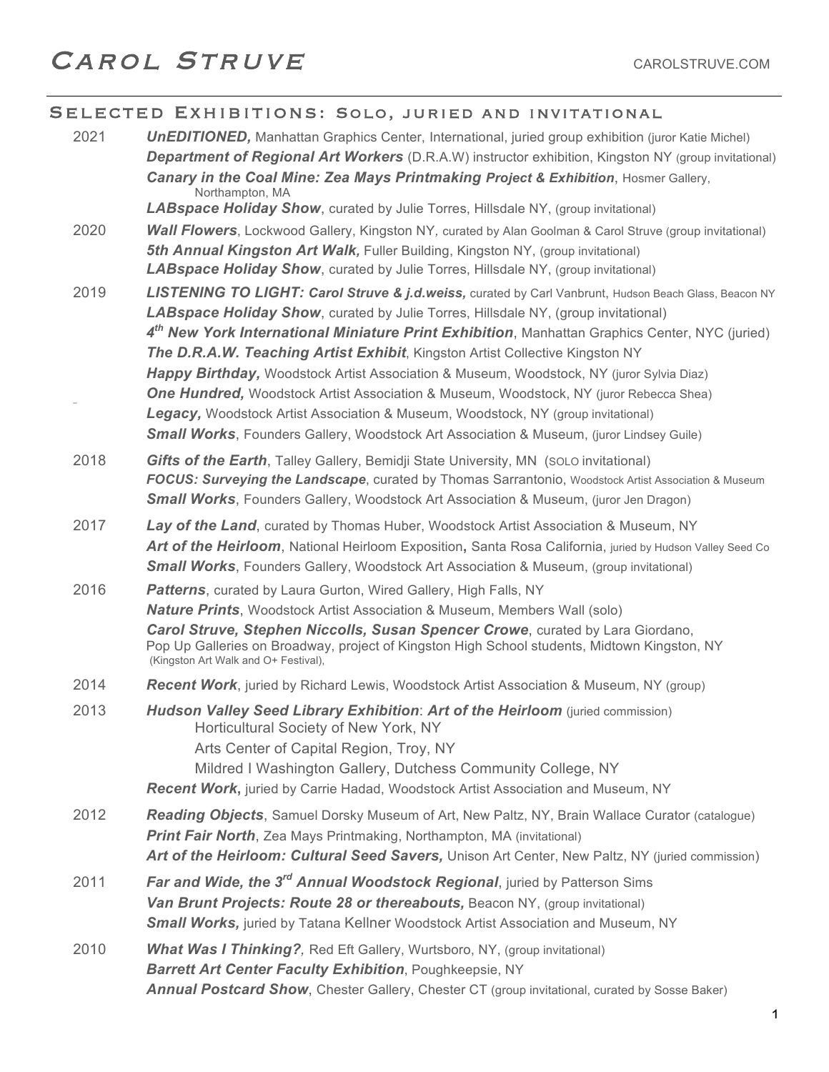# Carol Struve

CAROLSTRUVE.COM

## Selected Exhibitions: Solo, juried and invitational

**2021**

***UnEDITIONED,*** Manhattan Graphics Center, International, juried group exhibition (juror Katie Michel)
***Department of Regional Art Workers*** (D.R.A.W) instructor exhibition, Kingston NY (group invitational)
***Canary in the Coal Mine: Zea Mays Printmaking Project & Exhibition***, Hosmer Gallery, Northampton, MA
***LABspace Holiday Show***, curated by Julie Torres, Hillsdale NY, (group invitational)

**2020**

***Wall Flowers***, Lockwood Gallery, Kingston NY, curated by Alan Goolman & Carol Struve (group invitational)
***5th Annual Kingston Art Walk,*** Fuller Building, Kingston NY, (group invitational)
***LABspace Holiday Show***, curated by Julie Torres, Hillsdale NY, (group invitational)

**2019**

***LISTENING TO LIGHT: Carol Struve & j.d.weiss,*** curated by Carl Vanbrunt, Hudson Beach Glass, Beacon NY
***LABspace Holiday Show***, curated by Julie Torres, Hillsdale NY, (group invitational)
***4th New York International Miniature Print Exhibition***, Manhattan Graphics Center, NYC (juried)
***The D.R.A.W. Teaching Artist Exhibit***, Kingston Artist Collective Kingston NY
***Happy Birthday,*** Woodstock Artist Association & Museum, Woodstock, NY (juror Sylvia Diaz)
***One Hundred,*** Woodstock Artist Association & Museum, Woodstock, NY (juror Rebecca Shea)
***Legacy,*** Woodstock Artist Association & Museum, Woodstock, NY (group invitational)
***Small Works***, Founders Gallery, Woodstock Art Association & Museum, (juror Lindsey Guile)

**2018**

***Gifts of the Earth***, Talley Gallery, Bemidji State University, MN (SOLO invitational)
***FOCUS: Surveying the Landscape***, curated by Thomas Sarrantonio, Woodstock Artist Association & Museum
***Small Works***, Founders Gallery, Woodstock Art Association & Museum, (juror Jen Dragon)

**2017**

***Lay of the Land***, curated by Thomas Huber, Woodstock Artist Association & Museum, NY
***Art of the Heirloom***, National Heirloom Exposition, Santa Rosa California, juried by Hudson Valley Seed Co
***Small Works***, Founders Gallery, Woodstock Art Association & Museum, (group invitational)

**2016**

***Patterns***, curated by Laura Gurton, Wired Gallery, High Falls, NY
***Nature Prints***, Woodstock Artist Association & Museum, Members Wall (solo)
***Carol Struve, Stephen Niccolls, Susan Spencer Crowe***, curated by Lara Giordano, Pop Up Galleries on Broadway, project of Kingston High School students, Midtown Kingston, NY (Kingston Art Walk and O+ Festival),

**2014**

***Recent Work***, juried by Richard Lewis, Woodstock Artist Association & Museum, NY (group)

**2013**

***Hudson Valley Seed Library Exhibition*: *Art of the Heirloom*** (juried commission)
Horticultural Society of New York, NY
Arts Center of Capital Region, Troy, NY
Mildred I Washington Gallery, Dutchess Community College, NY
***Recent Work*,** juried by Carrie Hadad, Woodstock Artist Association and Museum, NY

**2012**

***Reading Objects***, Samuel Dorsky Museum of Art, New Paltz, NY, Brain Wallace Curator (catalogue)
***Print Fair North***, Zea Mays Printmaking, Northampton, MA (invitational)
***Art of the Heirloom: Cultural Seed Savers,*** Unison Art Center, New Paltz, NY (juried commission)

**2011**

***Far and Wide, the 3rd Annual Woodstock Regional***, juried by Patterson Sims
***Van Brunt Projects: Route 28 or thereabouts,*** Beacon NY, (group invitational)
***Small Works,*** juried by Tatana Kellner Woodstock Artist Association and Museum, NY

**2010**

***What Was I Thinking?,*** Red Eft Gallery, Wurtsboro, NY, (group invitational)
***Barrett Art Center Faculty Exhibition***, Poughkeepsie, NY
***Annual Postcard Show***, Chester Gallery, Chester CT (group invitational, curated by Sosse Baker)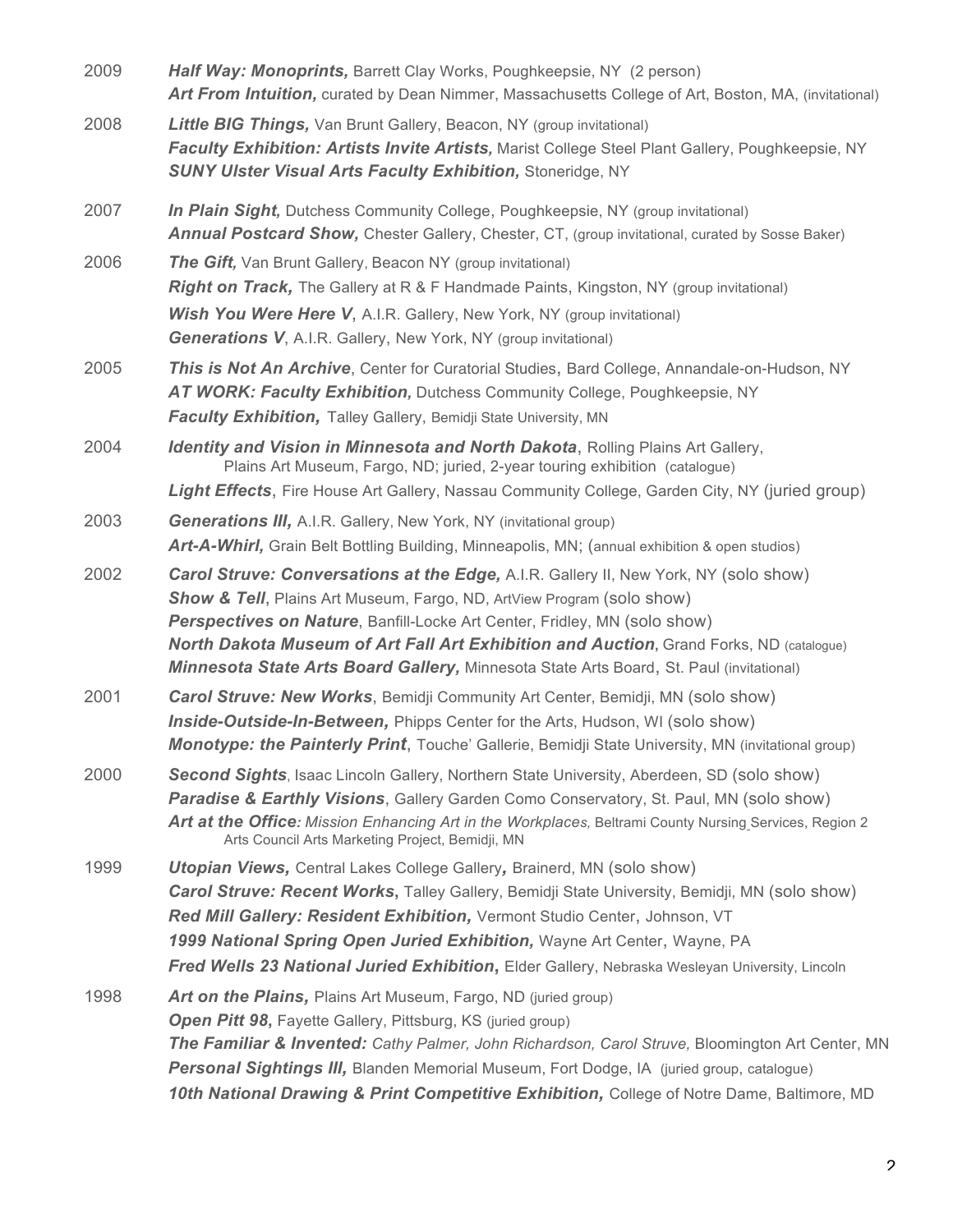2009 ***Half Way: Monoprints,*** Barrett Clay Works, Poughkeepsie, NY (2 person)
***Art From Intuition,*** curated by Dean Nimmer, Massachusetts College of Art, Boston, MA, (invitational)

2008 ***Little BIG Things,*** Van Brunt Gallery, Beacon, NY (group invitational)
***Faculty Exhibition: Artists Invite Artists,*** Marist College Steel Plant Gallery, Poughkeepsie, NY
***SUNY Ulster Visual Arts Faculty Exhibition,*** Stoneridge, NY

2007 ***In Plain Sight,*** Dutchess Community College, Poughkeepsie, NY (group invitational)
***Annual Postcard Show,*** Chester Gallery, Chester, CT, (group invitational, curated by Sosse Baker)

2006 ***The Gift,*** Van Brunt Gallery, Beacon NY (group invitational)
***Right on Track,*** The Gallery at R & F Handmade Paints, Kingston, NY (group invitational)
***Wish You Were Here V***, A.I.R. Gallery, New York, NY (group invitational)
***Generations V***, A.I.R. Gallery, New York, NY (group invitational)

2005 ***This is Not An Archive***, Center for Curatorial Studies, Bard College, Annandale-on-Hudson, NY
***AT WORK: Faculty Exhibition,*** Dutchess Community College, Poughkeepsie, NY
***Faculty Exhibition,*** Talley Gallery, Bemidji State University, MN

2004 ***Identity and Vision in Minnesota and North Dakota***, Rolling Plains Art Gallery, Plains Art Museum, Fargo, ND; juried, 2-year touring exhibition (catalogue)
***Light Effects***, Fire House Art Gallery, Nassau Community College, Garden City, NY (juried group)

2003 ***Generations III,*** A.I.R. Gallery, New York, NY (invitational group)
***Art-A-Whirl,*** Grain Belt Bottling Building, Minneapolis, MN; (annual exhibition & open studios)

2002 ***Carol Struve: Conversations at the Edge,*** A.I.R. Gallery II, New York, NY (solo show)
***Show & Tell***, Plains Art Museum, Fargo, ND, ArtView Program (solo show)
***Perspectives on Nature***, Banfill-Locke Art Center, Fridley, MN (solo show)
***North Dakota Museum of Art Fall Art Exhibition and Auction***, Grand Forks, ND (catalogue)
***Minnesota State Arts Board Gallery,*** Minnesota State Arts Board, St. Paul (invitational)

2001 ***Carol Struve: New Works***, Bemidji Community Art Center, Bemidji, MN (solo show)
***Inside-Outside-In-Between,*** Phipps Center for the Arts, Hudson, WI (solo show)
***Monotype: the Painterly Print***, Touche' Gallerie, Bemidji State University, MN (invitational group)

2000 ***Second Sights***, Isaac Lincoln Gallery, Northern State University, Aberdeen, SD (solo show)
***Paradise & Earthly Visions***, Gallery Garden Como Conservatory, St. Paul, MN (solo show)
***Art at the Office****: Mission Enhancing Art in the Workplaces,* Beltrami County Nursing Services, Region 2 Arts Council Arts Marketing Project, Bemidji, MN

1999 ***Utopian Views,*** Central Lakes College Gallery, Brainerd, MN (solo show)
***Carol Struve: Recent Works***, Talley Gallery, Bemidji State University, Bemidji, MN (solo show)
***Red Mill Gallery: Resident Exhibition,*** Vermont Studio Center, Johnson, VT
***1999 National Spring Open Juried Exhibition,*** Wayne Art Center, Wayne, PA
***Fred Wells 23 National Juried Exhibition***, Elder Gallery, Nebraska Wesleyan University, Lincoln

1998 ***Art on the Plains,*** Plains Art Museum, Fargo, ND (juried group)
***Open Pitt 98***, Fayette Gallery, Pittsburg, KS (juried group)
***The Familiar & Invented:*** *Cathy Palmer, John Richardson, Carol Struve,* Bloomington Art Center, MN
***Personal Sightings III,*** Blanden Memorial Museum, Fort Dodge, IA (juried group, catalogue)
***10th National Drawing & Print Competitive Exhibition,*** College of Notre Dame, Baltimore, MD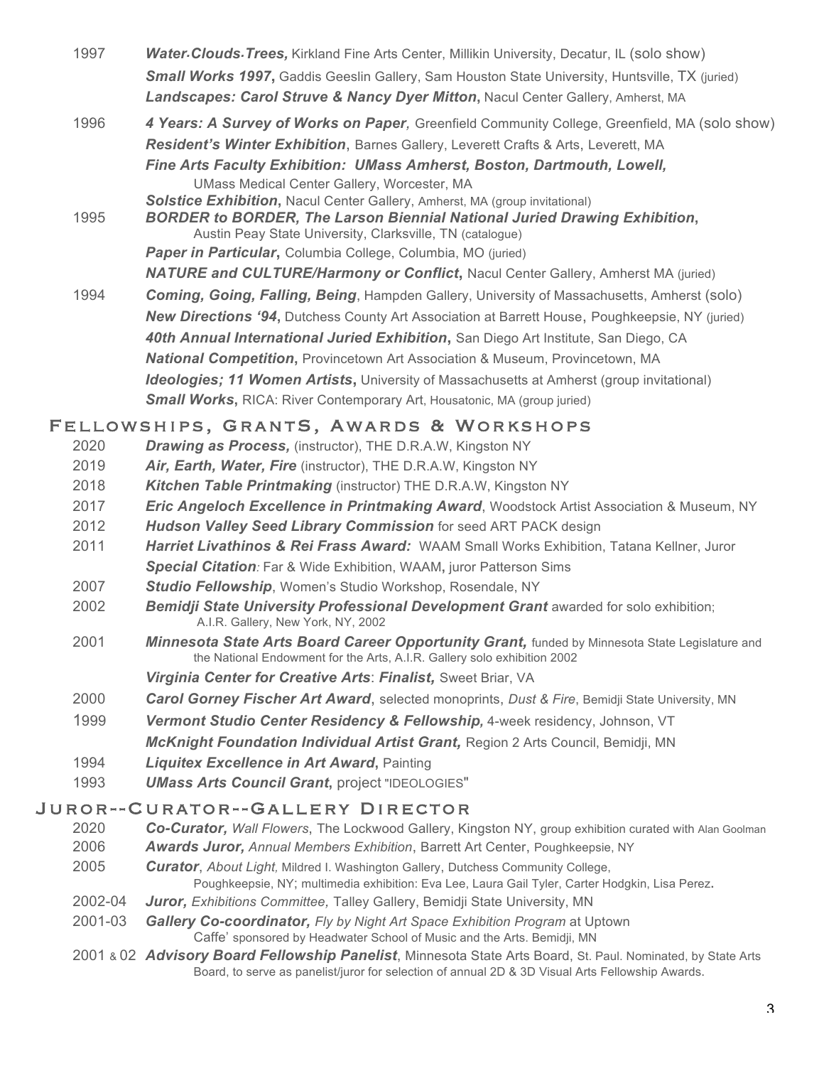1997 ***Water·Clouds·Trees,*** Kirkland Fine Arts Center, Millikin University, Decatur, IL (solo show)

***Small Works 1997*****,** Gaddis Geeslin Gallery, Sam Houston State University, Huntsville, TX (juried)

***Landscapes: Carol Struve & Nancy Dyer Mitton*****,** Nacul Center Gallery, Amherst, MA

1996 ***4 Years: A Survey of Works on Paper,*** Greenfield Community College, Greenfield, MA (solo show)

***Resident's Winter Exhibition***, Barnes Gallery, Leverett Crafts & Arts, Leverett, MA

***Fine Arts Faculty Exhibition: UMass Amherst, Boston, Dartmouth, Lowell,*** UMass Medical Center Gallery, Worcester, MA

***Solstice Exhibition*****,** Nacul Center Gallery, Amherst, MA (group invitational)

1995 ***BORDER to BORDER, The Larson Biennial National Juried Drawing Exhibition*****,** Austin Peay State University, Clarksville, TN (catalogue)

***Paper in Particular*****,** Columbia College, Columbia, MO (juried)

***NATURE and CULTURE/Harmony or Conflict*****,** Nacul Center Gallery, Amherst MA (juried)

1994 ***Coming, Going, Falling, Being***, Hampden Gallery, University of Massachusetts, Amherst (solo)

***New Directions '94*****,** Dutchess County Art Association at Barrett House, Poughkeepsie, NY (juried)

***40th Annual International Juried Exhibition*****,** San Diego Art Institute, San Diego, CA

***National Competition*****,** Provincetown Art Association & Museum, Provincetown, MA

***Ideologies; 11 Women Artists*****,** University of Massachusetts at Amherst (group invitational)

***Small Works*****,** RICA: River Contemporary Art, Housatonic, MA (group juried)

## Fellowships, GrantS, Awards & Workshops

2020 ***Drawing as Process,*** (instructor), THE D.R.A.W, Kingston NY

2019 ***Air, Earth, Water, Fire*** (instructor), THE D.R.A.W, Kingston NY

2018 ***Kitchen Table Printmaking*** (instructor) THE D.R.A.W, Kingston NY

2017 ***Eric Angeloch Excellence in Printmaking Award***, Woodstock Artist Association & Museum, NY

2012 ***Hudson Valley Seed Library Commission*** for seed ART PACK design

2011 ***Harriet Livathinos & Rei Frass Award:*** WAAM Small Works Exhibition, Tatana Kellner, Juror

***Special Citation:*** Far & Wide Exhibition, WAAM**,** juror Patterson Sims

2007 ***Studio Fellowship***, Women's Studio Workshop, Rosendale, NY

2002 ***Bemidji State University Professional Development Grant*** awarded for solo exhibition; A.I.R. Gallery, New York, NY, 2002

2001 ***Minnesota State Arts Board Career Opportunity Grant,*** funded by Minnesota State Legislature and the National Endowment for the Arts, A.I.R. Gallery solo exhibition 2002

***Virginia Center for Creative Arts*****:** ***Finalist,*** Sweet Briar, VA

2000 ***Carol Gorney Fischer Art Award***, selected monoprints, *Dust & Fire*, Bemidji State University, MN

1999 ***Vermont Studio Center Residency & Fellowship,*** 4-week residency, Johnson, VT

***McKnight Foundation Individual Artist Grant,*** Region 2 Arts Council, Bemidji, MN

1994 ***Liquitex Excellence in Art Award*****,** Painting

1993 ***UMass Arts Council Grant*****,** project "IDEOLOGIES"

## Juror--Curator--Gallery Director

2020 ***Co-Curator,*** *Wall Flowers*, The Lockwood Gallery, Kingston NY, group exhibition curated with Alan Goolman

2006 ***Awards Juror,*** *Annual Members Exhibition*, Barrett Art Center, Poughkeepsie, NY

2005 ***Curator***, *About Light,* Mildred I. Washington Gallery, Dutchess Community College, Poughkeepsie, NY; multimedia exhibition: Eva Lee, Laura Gail Tyler, Carter Hodgkin, Lisa Perez**.**

2002-04 ***Juror,*** *Exhibitions Committee,* Talley Gallery, Bemidji State University, MN

2001-03 ***Gallery Co-coordinator,*** *Fly by Night Art Space Exhibition Program* at Uptown Caffe' sponsored by Headwater School of Music and the Arts. Bemidji, MN

2001 & 02 ***Advisory Board Fellowship Panelist***, Minnesota State Arts Board, St. Paul. Nominated, by State Arts Board, to serve as panelist/juror for selection of annual 2D & 3D Visual Arts Fellowship Awards.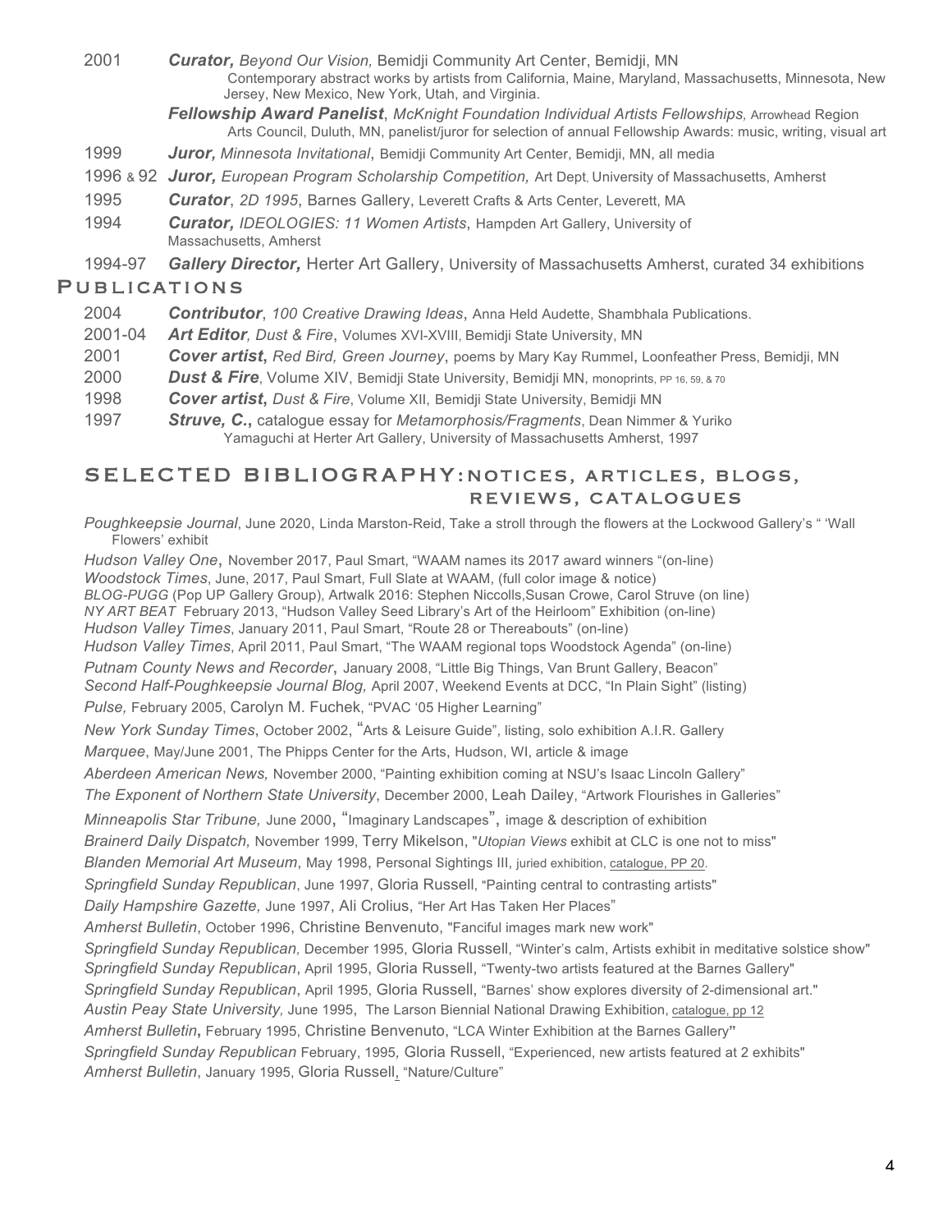2001 ***Curator,*** *Beyond Our Vision,* Bemidji Community Art Center, Bemidji, MN
Contemporary abstract works by artists from California, Maine, Maryland, Massachusetts, Minnesota, New Jersey, New Mexico, New York, Utah, and Virginia.

***Fellowship Award Panelist***, *McKnight Foundation Individual Artists Fellowships,* Arrowhead Region Arts Council, Duluth, MN, panelist/juror for selection of annual Fellowship Awards: music, writing, visual art

1999 ***Juror,*** *Minnesota Invitational*, Bemidji Community Art Center, Bemidji, MN, all media

1996 & 92 ***Juror,*** *European Program Scholarship Competition,* Art Dept, University of Massachusetts, Amherst

1995 ***Curator***, *2D 1995*, Barnes Gallery, Leverett Crafts & Arts Center, Leverett, MA

1994 ***Curator,*** *IDEOLOGIES: 11 Women Artists*, Hampden Art Gallery, University of Massachusetts, Amherst

1994-97 ***Gallery Director,*** Herter Art Gallery, University of Massachusetts Amherst, curated 34 exhibitions

## PUBLICATIONS

2004 ***Contributor***, *100 Creative Drawing Ideas*, Anna Held Audette, Shambhala Publications.

2001-04 ***Art Editor****, Dust & Fire*, Volumes XVI-XVIII, Bemidji State University, MN

2001 ***Cover artist***, *Red Bird, Green Journey*, poems by Mary Kay Rummel, Loonfeather Press, Bemidji, MN

2000 ***Dust & Fire***, Volume XIV, Bemidji State University, Bemidji MN, monoprints, PP 16, 59, & 70

1998 ***Cover artist***, *Dust & Fire*, Volume XII, Bemidji State University, Bemidji MN

1997 ***Struve, C.***, catalogue essay for *Metamorphosis/Fragments*, Dean Nimmer & Yuriko Yamaguchi at Herter Art Gallery, University of Massachusetts Amherst, 1997

## SELECTED BIBLIOGRAPHY: NOTICES, ARTICLES, BLOGS, REVIEWS, CATALOGUES

*Poughkeepsie Journal*, June 2020, Linda Marston-Reid, Take a stroll through the flowers at the Lockwood Gallery's " 'Wall Flowers' exhibit

*Hudson Valley One*, November 2017, Paul Smart, "WAAM names its 2017 award winners "(on-line)

*Woodstock Times*, June, 2017, Paul Smart, Full Slate at WAAM, (full color image & notice)

*BLOG-PUGG* (Pop UP Gallery Group), Artwalk 2016: Stephen Niccolls,Susan Crowe, Carol Struve (on line)

*NY ART BEAT* February 2013, "Hudson Valley Seed Library's Art of the Heirloom" Exhibition (on-line)

*Hudson Valley Times*, January 2011, Paul Smart, "Route 28 or Thereabouts" (on-line)

*Hudson Valley Times*, April 2011, Paul Smart, "The WAAM regional tops Woodstock Agenda" (on-line)

*Putnam County News and Recorder*, January 2008, "Little Big Things, Van Brunt Gallery, Beacon"

*Second Half-Poughkeepsie Journal Blog,* April 2007, Weekend Events at DCC, "In Plain Sight" (listing)

*Pulse,* February 2005, Carolyn M. Fuchek, "PVAC '05 Higher Learning"

*New York Sunday Times*, October 2002, "Arts & Leisure Guide", listing, solo exhibition A.I.R. Gallery

*Marquee*, May/June 2001, The Phipps Center for the Arts, Hudson, WI, article & image

*Aberdeen American News,* November 2000, "Painting exhibition coming at NSU's Isaac Lincoln Gallery"

*The Exponent of Northern State University*, December 2000, Leah Dailey, "Artwork Flourishes in Galleries"

*Minneapolis Star Tribune,* June 2000, "Imaginary Landscapes", image & description of exhibition

*Brainerd Daily Dispatch,* November 1999, Terry Mikelson, "*Utopian Views* exhibit at CLC is one not to miss"

*Blanden Memorial Art Museum*, May 1998, Personal Sightings III, juried exhibition, catalogue, PP 20.

*Springfield Sunday Republican*, June 1997, Gloria Russell, "Painting central to contrasting artists"

*Daily Hampshire Gazette,* June 1997, Ali Crolius, "Her Art Has Taken Her Places"

*Amherst Bulletin*, October 1996, Christine Benvenuto, "Fanciful images mark new work"

*Springfield Sunday Republican,* December 1995, Gloria Russell, "Winter's calm, Artists exhibit in meditative solstice show"

*Springfield Sunday Republican*, April 1995, Gloria Russell, "Twenty-two artists featured at the Barnes Gallery"

*Springfield Sunday Republican*, April 1995, Gloria Russell, "Barnes' show explores diversity of 2-dimensional art."

*Austin Peay State University,* June 1995, The Larson Biennial National Drawing Exhibition, catalogue, pp 12

*Amherst Bulletin*, February 1995, Christine Benvenuto, "LCA Winter Exhibition at the Barnes Gallery"

*Springfield Sunday Republican* February, 1995*,* Gloria Russell, "Experienced, new artists featured at 2 exhibits"

*Amherst Bulletin*, January 1995, Gloria Russell, "Nature/Culture"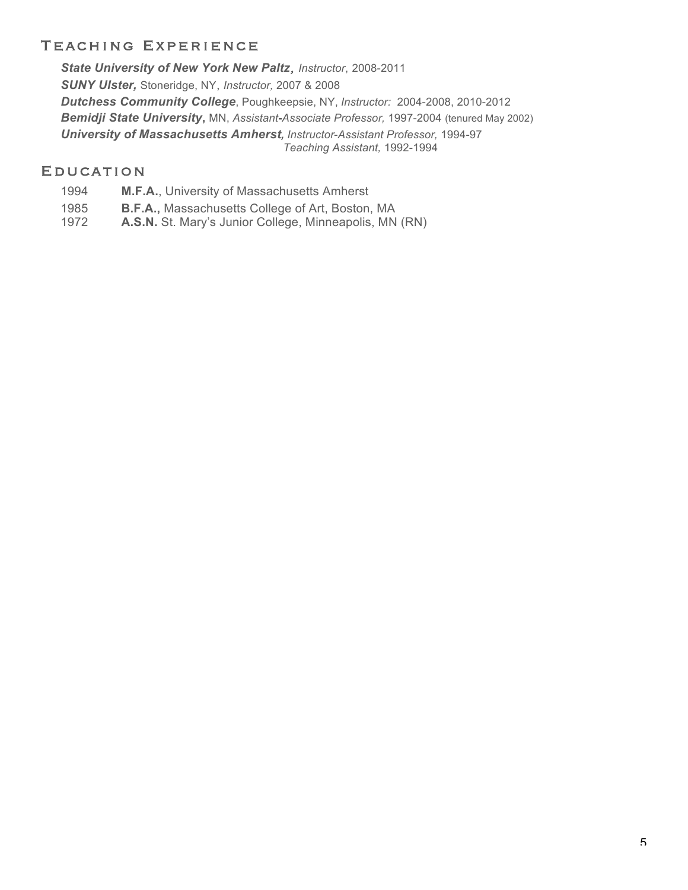## Teaching Experience

***State University of New York New Paltz**, Instructor*, 2008-2011
***SUNY Ulster**,* Stoneridge, NY, *Instructor,* 2007 & 2008
***Dutchess Community College***, Poughkeepsie, NY, *Instructor:* 2004-2008, 2010-2012
***Bemidji State University***, MN, *Assistant-Associate Professor,* 1997-2004 (tenured May 2002)
***University of Massachusetts Amherst**, Instructor-Assistant Professor,* 1994-97
*Teaching Assistant*, 1992-1994

## Education

1994 **M.F.A.**, University of Massachusetts Amherst
1985 **B.F.A.,** Massachusetts College of Art, Boston, MA
1972 **A.S.N.** St. Mary's Junior College, Minneapolis, MN (RN)